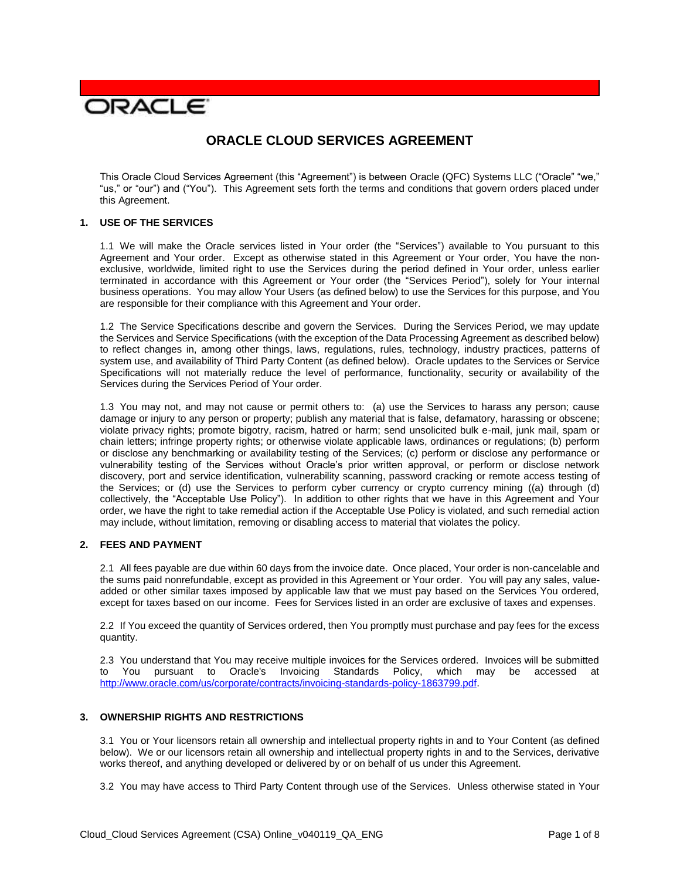ORACLE

# ORACLE CLOUD SERVICES AGREEMENT

This Oracle Cloud Services Agreement (this "Agreement") is between Oracle (QFC) Systems LLC ("Oracle" "we," "us," or "our") and ("You"). This Agreement sets forth the terms and conditions that govern orders placed under this Agreement.

## 1. USE OF THE SERVICES

1.1 We will make the Oracle services listed in Your order (the "Services") available to You pursuant to this Agreement and Your order. Except as otherwise stated in this Agreement or Your order, You have the non-exclusive, worldwide, limited right to use the Services during the period defined in Your order, unless earlier terminated in accordance with this Agreement or Your order (the "Services Period"), solely for Your internal business operations. You may allow Your Users (as defined below) to use the Services for this purpose, and You are responsible for their compliance with this Agreement and Your order.

1.2 The Service Specifications describe and govern the Services. During the Services Period, we may update the Services and Service Specifications (with the exception of the Data Processing Agreement as described below) to reflect changes in, among other things, laws, regulations, rules, technology, industry practices, patterns of system use, and availability of Third Party Content (as defined below). Oracle updates to the Services or Service Specifications will not materially reduce the level of performance, functionality, security or availability of the Services during the Services Period of Your order.

1.3 You may not, and may not cause or permit others to: (a) use the Services to harass any person; cause damage or injury to any person or property; publish any material that is false, defamatory, harassing or obscene; violate privacy rights; promote bigotry, racism, hatred or harm; send unsolicited bulk e-mail, junk mail, spam or chain letters; infringe property rights; or otherwise violate applicable laws, ordinances or regulations; (b) perform or disclose any benchmarking or availability testing of the Services; (c) perform or disclose any performance or vulnerability testing of the Services without Oracle's prior written approval, or perform or disclose network discovery, port and service identification, vulnerability scanning, password cracking or remote access testing of the Services; or (d) use the Services to perform cyber currency or crypto currency mining ((a) through (d) collectively, the "Acceptable Use Policy"). In addition to other rights that we have in this Agreement and Your order, we have the right to take remedial action if the Acceptable Use Policy is violated, and such remedial action may include, without limitation, removing or disabling access to material that violates the policy.

## 2. FEES AND PAYMENT

2.1 All fees payable are due within 60 days from the invoice date. Once placed, Your order is non-cancelable and the sums paid nonrefundable, except as provided in this Agreement or Your order. You will pay any sales, value-added or other similar taxes imposed by applicable law that we must pay based on the Services You ordered, except for taxes based on our income. Fees for Services listed in an order are exclusive of taxes and expenses.

2.2 If You exceed the quantity of Services ordered, then You promptly must purchase and pay fees for the excess quantity.

2.3 You understand that You may receive multiple invoices for the Services ordered. Invoices will be submitted to You pursuant to Oracle's Invoicing Standards Policy, which may be accessed at http://www.oracle.com/us/corporate/contracts/invoicing-standards-policy-1863799.pdf.

## 3. OWNERSHIP RIGHTS AND RESTRICTIONS

3.1 You or Your licensors retain all ownership and intellectual property rights in and to Your Content (as defined below). We or our licensors retain all ownership and intellectual property rights in and to the Services, derivative works thereof, and anything developed or delivered by or on behalf of us under this Agreement.

3.2 You may have access to Third Party Content through use of the Services. Unless otherwise stated in Your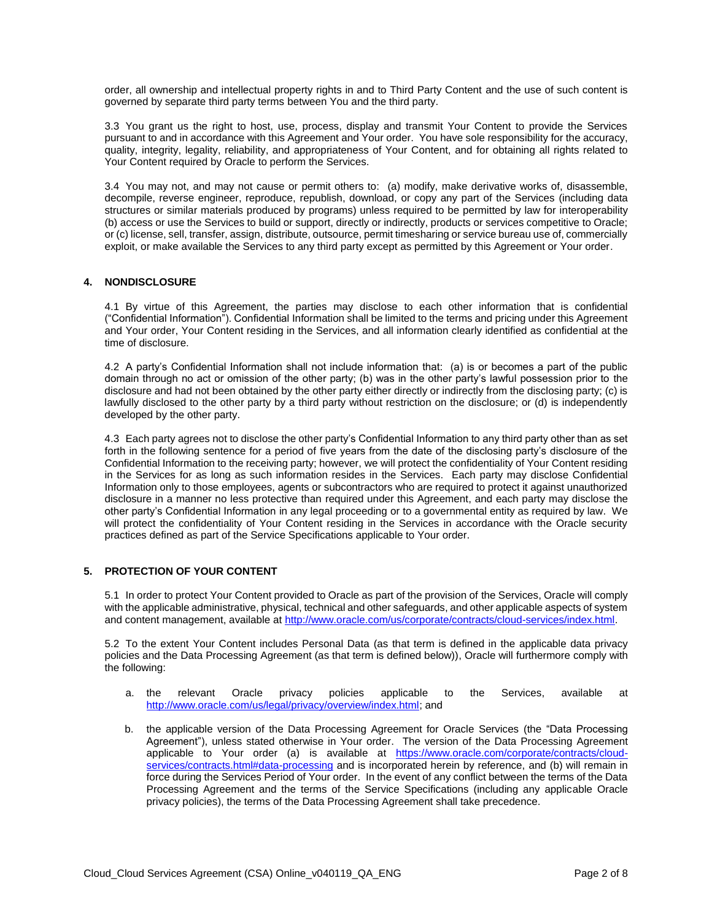order, all ownership and intellectual property rights in and to Third Party Content and the use of such content is governed by separate third party terms between You and the third party.

3.3 You grant us the right to host, use, process, display and transmit Your Content to provide the Services pursuant to and in accordance with this Agreement and Your order. You have sole responsibility for the accuracy, quality, integrity, legality, reliability, and appropriateness of Your Content, and for obtaining all rights related to Your Content required by Oracle to perform the Services.

3.4 You may not, and may not cause or permit others to: (a) modify, make derivative works of, disassemble, decompile, reverse engineer, reproduce, republish, download, or copy any part of the Services (including data structures or similar materials produced by programs) unless required to be permitted by law for interoperability (b) access or use the Services to build or support, directly or indirectly, products or services competitive to Oracle; or (c) license, sell, transfer, assign, distribute, outsource, permit timesharing or service bureau use of, commercially exploit, or make available the Services to any third party except as permitted by this Agreement or Your order.

## 4. NONDISCLOSURE

4.1 By virtue of this Agreement, the parties may disclose to each other information that is confidential ("Confidential Information"). Confidential Information shall be limited to the terms and pricing under this Agreement and Your order, Your Content residing in the Services, and all information clearly identified as confidential at the time of disclosure.

4.2 A party's Confidential Information shall not include information that: (a) is or becomes a part of the public domain through no act or omission of the other party; (b) was in the other party's lawful possession prior to the disclosure and had not been obtained by the other party either directly or indirectly from the disclosing party; (c) is lawfully disclosed to the other party by a third party without restriction on the disclosure; or (d) is independently developed by the other party.

4.3 Each party agrees not to disclose the other party's Confidential Information to any third party other than as set forth in the following sentence for a period of five years from the date of the disclosing party's disclosure of the Confidential Information to the receiving party; however, we will protect the confidentiality of Your Content residing in the Services for as long as such information resides in the Services. Each party may disclose Confidential Information only to those employees, agents or subcontractors who are required to protect it against unauthorized disclosure in a manner no less protective than required under this Agreement, and each party may disclose the other party's Confidential Information in any legal proceeding or to a governmental entity as required by law. We will protect the confidentiality of Your Content residing in the Services in accordance with the Oracle security practices defined as part of the Service Specifications applicable to Your order.

## 5. PROTECTION OF YOUR CONTENT

5.1 In order to protect Your Content provided to Oracle as part of the provision of the Services, Oracle will comply with the applicable administrative, physical, technical and other safeguards, and other applicable aspects of system and content management, available at http://www.oracle.com/us/corporate/contracts/cloud-services/index.html.

5.2 To the extent Your Content includes Personal Data (as that term is defined in the applicable data privacy policies and the Data Processing Agreement (as that term is defined below)), Oracle will furthermore comply with the following:

a. the relevant Oracle privacy policies applicable to the Services, available at http://www.oracle.com/us/legal/privacy/overview/index.html; and

b. the applicable version of the Data Processing Agreement for Oracle Services (the "Data Processing Agreement"), unless stated otherwise in Your order. The version of the Data Processing Agreement applicable to Your order (a) is available at https://www.oracle.com/corporate/contracts/cloud-services/contracts.html#data-processing and is incorporated herein by reference, and (b) will remain in force during the Services Period of Your order. In the event of any conflict between the terms of the Data Processing Agreement and the terms of the Service Specifications (including any applicable Oracle privacy policies), the terms of the Data Processing Agreement shall take precedence.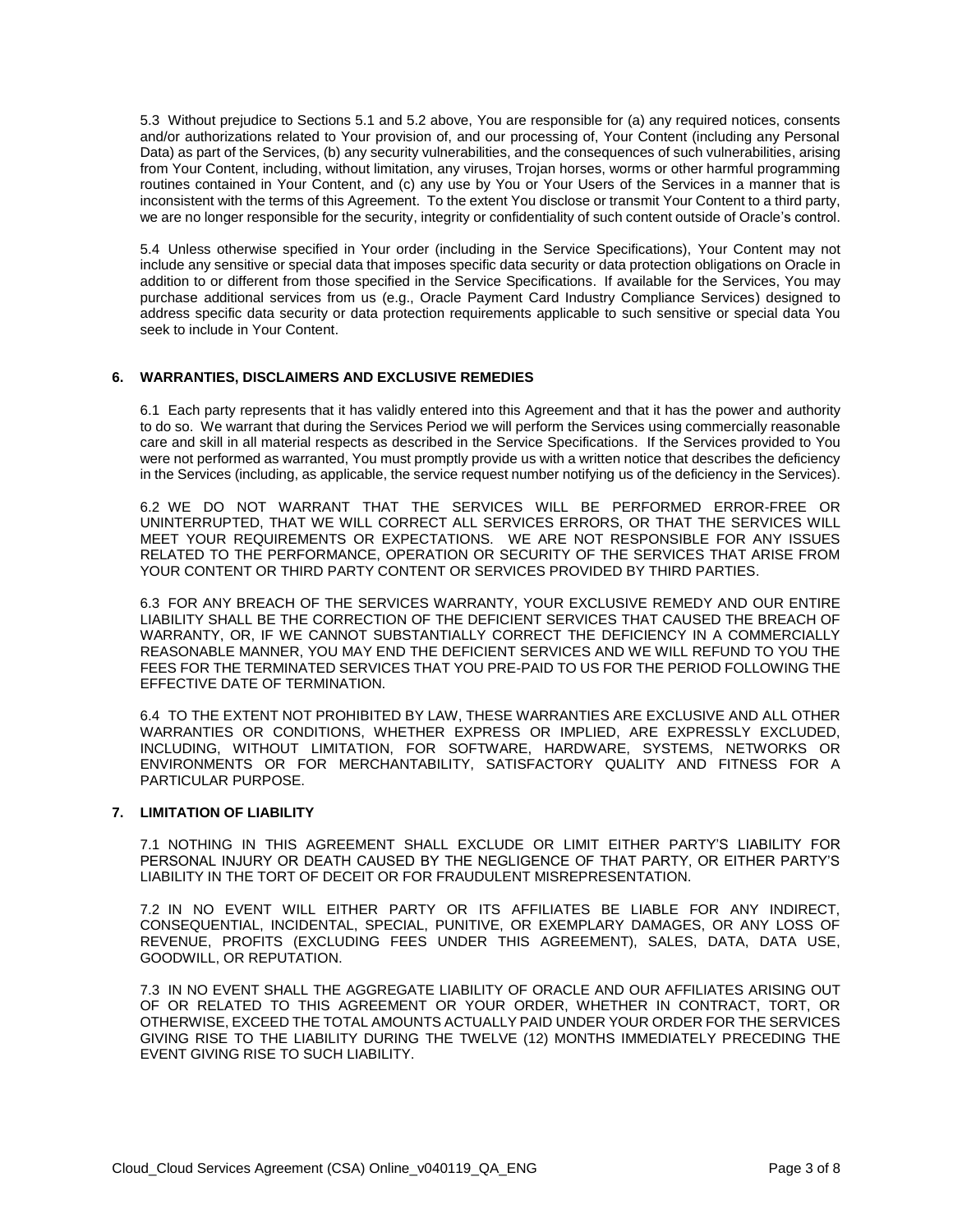5.3 Without prejudice to Sections 5.1 and 5.2 above, You are responsible for (a) any required notices, consents and/or authorizations related to Your provision of, and our processing of, Your Content (including any Personal Data) as part of the Services, (b) any security vulnerabilities, and the consequences of such vulnerabilities, arising from Your Content, including, without limitation, any viruses, Trojan horses, worms or other harmful programming routines contained in Your Content, and (c) any use by You or Your Users of the Services in a manner that is inconsistent with the terms of this Agreement. To the extent You disclose or transmit Your Content to a third party, we are no longer responsible for the security, integrity or confidentiality of such content outside of Oracle's control.

5.4 Unless otherwise specified in Your order (including in the Service Specifications), Your Content may not include any sensitive or special data that imposes specific data security or data protection obligations on Oracle in addition to or different from those specified in the Service Specifications. If available for the Services, You may purchase additional services from us (e.g., Oracle Payment Card Industry Compliance Services) designed to address specific data security or data protection requirements applicable to such sensitive or special data You seek to include in Your Content.

## 6. WARRANTIES, DISCLAIMERS AND EXCLUSIVE REMEDIES

6.1 Each party represents that it has validly entered into this Agreement and that it has the power and authority to do so. We warrant that during the Services Period we will perform the Services using commercially reasonable care and skill in all material respects as described in the Service Specifications. If the Services provided to You were not performed as warranted, You must promptly provide us with a written notice that describes the deficiency in the Services (including, as applicable, the service request number notifying us of the deficiency in the Services).

6.2 WE DO NOT WARRANT THAT THE SERVICES WILL BE PERFORMED ERROR-FREE OR UNINTERRUPTED, THAT WE WILL CORRECT ALL SERVICES ERRORS, OR THAT THE SERVICES WILL MEET YOUR REQUIREMENTS OR EXPECTATIONS. WE ARE NOT RESPONSIBLE FOR ANY ISSUES RELATED TO THE PERFORMANCE, OPERATION OR SECURITY OF THE SERVICES THAT ARISE FROM YOUR CONTENT OR THIRD PARTY CONTENT OR SERVICES PROVIDED BY THIRD PARTIES.

6.3 FOR ANY BREACH OF THE SERVICES WARRANTY, YOUR EXCLUSIVE REMEDY AND OUR ENTIRE LIABILITY SHALL BE THE CORRECTION OF THE DEFICIENT SERVICES THAT CAUSED THE BREACH OF WARRANTY, OR, IF WE CANNOT SUBSTANTIALLY CORRECT THE DEFICIENCY IN A COMMERCIALLY REASONABLE MANNER, YOU MAY END THE DEFICIENT SERVICES AND WE WILL REFUND TO YOU THE FEES FOR THE TERMINATED SERVICES THAT YOU PRE-PAID TO US FOR THE PERIOD FOLLOWING THE EFFECTIVE DATE OF TERMINATION.

6.4 TO THE EXTENT NOT PROHIBITED BY LAW, THESE WARRANTIES ARE EXCLUSIVE AND ALL OTHER WARRANTIES OR CONDITIONS, WHETHER EXPRESS OR IMPLIED, ARE EXPRESSLY EXCLUDED, INCLUDING, WITHOUT LIMITATION, FOR SOFTWARE, HARDWARE, SYSTEMS, NETWORKS OR ENVIRONMENTS OR FOR MERCHANTABILITY, SATISFACTORY QUALITY AND FITNESS FOR A PARTICULAR PURPOSE.

## 7. LIMITATION OF LIABILITY

7.1 NOTHING IN THIS AGREEMENT SHALL EXCLUDE OR LIMIT EITHER PARTY'S LIABILITY FOR PERSONAL INJURY OR DEATH CAUSED BY THE NEGLIGENCE OF THAT PARTY, OR EITHER PARTY'S LIABILITY IN THE TORT OF DECEIT OR FOR FRAUDULENT MISREPRESENTATION.

7.2 IN NO EVENT WILL EITHER PARTY OR ITS AFFILIATES BE LIABLE FOR ANY INDIRECT, CONSEQUENTIAL, INCIDENTAL, SPECIAL, PUNITIVE, OR EXEMPLARY DAMAGES, OR ANY LOSS OF REVENUE, PROFITS (EXCLUDING FEES UNDER THIS AGREEMENT), SALES, DATA, DATA USE, GOODWILL, OR REPUTATION.

7.3 IN NO EVENT SHALL THE AGGREGATE LIABILITY OF ORACLE AND OUR AFFILIATES ARISING OUT OF OR RELATED TO THIS AGREEMENT OR YOUR ORDER, WHETHER IN CONTRACT, TORT, OR OTHERWISE, EXCEED THE TOTAL AMOUNTS ACTUALLY PAID UNDER YOUR ORDER FOR THE SERVICES GIVING RISE TO THE LIABILITY DURING THE TWELVE (12) MONTHS IMMEDIATELY PRECEDING THE EVENT GIVING RISE TO SUCH LIABILITY.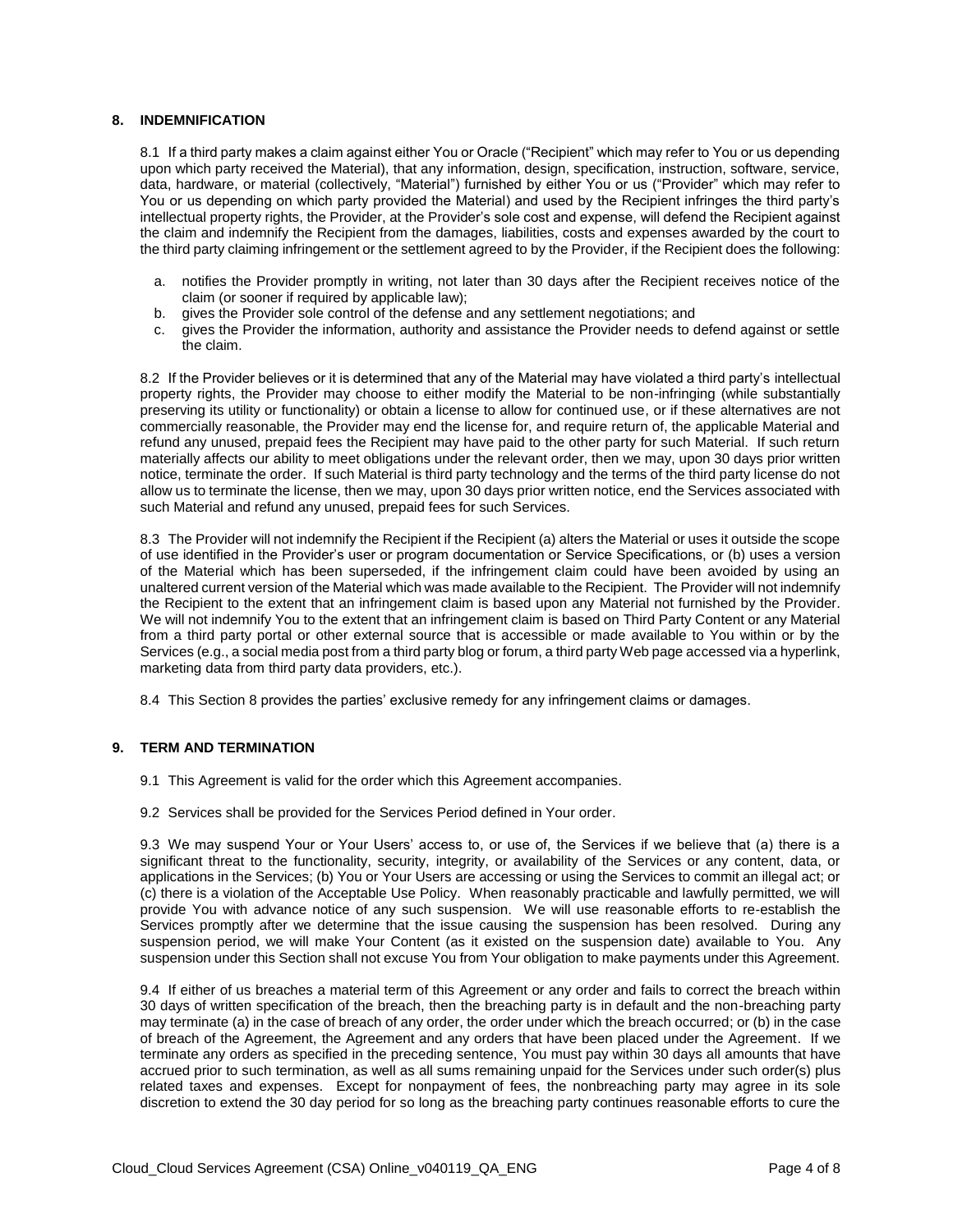## 8. INDEMNIFICATION

8.1 If a third party makes a claim against either You or Oracle ("Recipient" which may refer to You or us depending upon which party received the Material), that any information, design, specification, instruction, software, service, data, hardware, or material (collectively, "Material") furnished by either You or us ("Provider" which may refer to You or us depending on which party provided the Material) and used by the Recipient infringes the third party's intellectual property rights, the Provider, at the Provider's sole cost and expense, will defend the Recipient against the claim and indemnify the Recipient from the damages, liabilities, costs and expenses awarded by the court to the third party claiming infringement or the settlement agreed to by the Provider, if the Recipient does the following:

a. notifies the Provider promptly in writing, not later than 30 days after the Recipient receives notice of the claim (or sooner if required by applicable law);
b. gives the Provider sole control of the defense and any settlement negotiations; and
c. gives the Provider the information, authority and assistance the Provider needs to defend against or settle the claim.

8.2 If the Provider believes or it is determined that any of the Material may have violated a third party's intellectual property rights, the Provider may choose to either modify the Material to be non-infringing (while substantially preserving its utility or functionality) or obtain a license to allow for continued use, or if these alternatives are not commercially reasonable, the Provider may end the license for, and require return of, the applicable Material and refund any unused, prepaid fees the Recipient may have paid to the other party for such Material. If such return materially affects our ability to meet obligations under the relevant order, then we may, upon 30 days prior written notice, terminate the order. If such Material is third party technology and the terms of the third party license do not allow us to terminate the license, then we may, upon 30 days prior written notice, end the Services associated with such Material and refund any unused, prepaid fees for such Services.

8.3 The Provider will not indemnify the Recipient if the Recipient (a) alters the Material or uses it outside the scope of use identified in the Provider's user or program documentation or Service Specifications, or (b) uses a version of the Material which has been superseded, if the infringement claim could have been avoided by using an unaltered current version of the Material which was made available to the Recipient. The Provider will not indemnify the Recipient to the extent that an infringement claim is based upon any Material not furnished by the Provider. We will not indemnify You to the extent that an infringement claim is based on Third Party Content or any Material from a third party portal or other external source that is accessible or made available to You within or by the Services (e.g., a social media post from a third party blog or forum, a third party Web page accessed via a hyperlink, marketing data from third party data providers, etc.).

8.4 This Section 8 provides the parties' exclusive remedy for any infringement claims or damages.

## 9. TERM AND TERMINATION

9.1 This Agreement is valid for the order which this Agreement accompanies.

9.2 Services shall be provided for the Services Period defined in Your order.

9.3 We may suspend Your or Your Users' access to, or use of, the Services if we believe that (a) there is a significant threat to the functionality, security, integrity, or availability of the Services or any content, data, or applications in the Services; (b) You or Your Users are accessing or using the Services to commit an illegal act; or (c) there is a violation of the Acceptable Use Policy. When reasonably practicable and lawfully permitted, we will provide You with advance notice of any such suspension. We will use reasonable efforts to re-establish the Services promptly after we determine that the issue causing the suspension has been resolved. During any suspension period, we will make Your Content (as it existed on the suspension date) available to You. Any suspension under this Section shall not excuse You from Your obligation to make payments under this Agreement.

9.4 If either of us breaches a material term of this Agreement or any order and fails to correct the breach within 30 days of written specification of the breach, then the breaching party is in default and the non-breaching party may terminate (a) in the case of breach of any order, the order under which the breach occurred; or (b) in the case of breach of the Agreement, the Agreement and any orders that have been placed under the Agreement. If we terminate any orders as specified in the preceding sentence, You must pay within 30 days all amounts that have accrued prior to such termination, as well as all sums remaining unpaid for the Services under such order(s) plus related taxes and expenses. Except for nonpayment of fees, the nonbreaching party may agree in its sole discretion to extend the 30 day period for so long as the breaching party continues reasonable efforts to cure the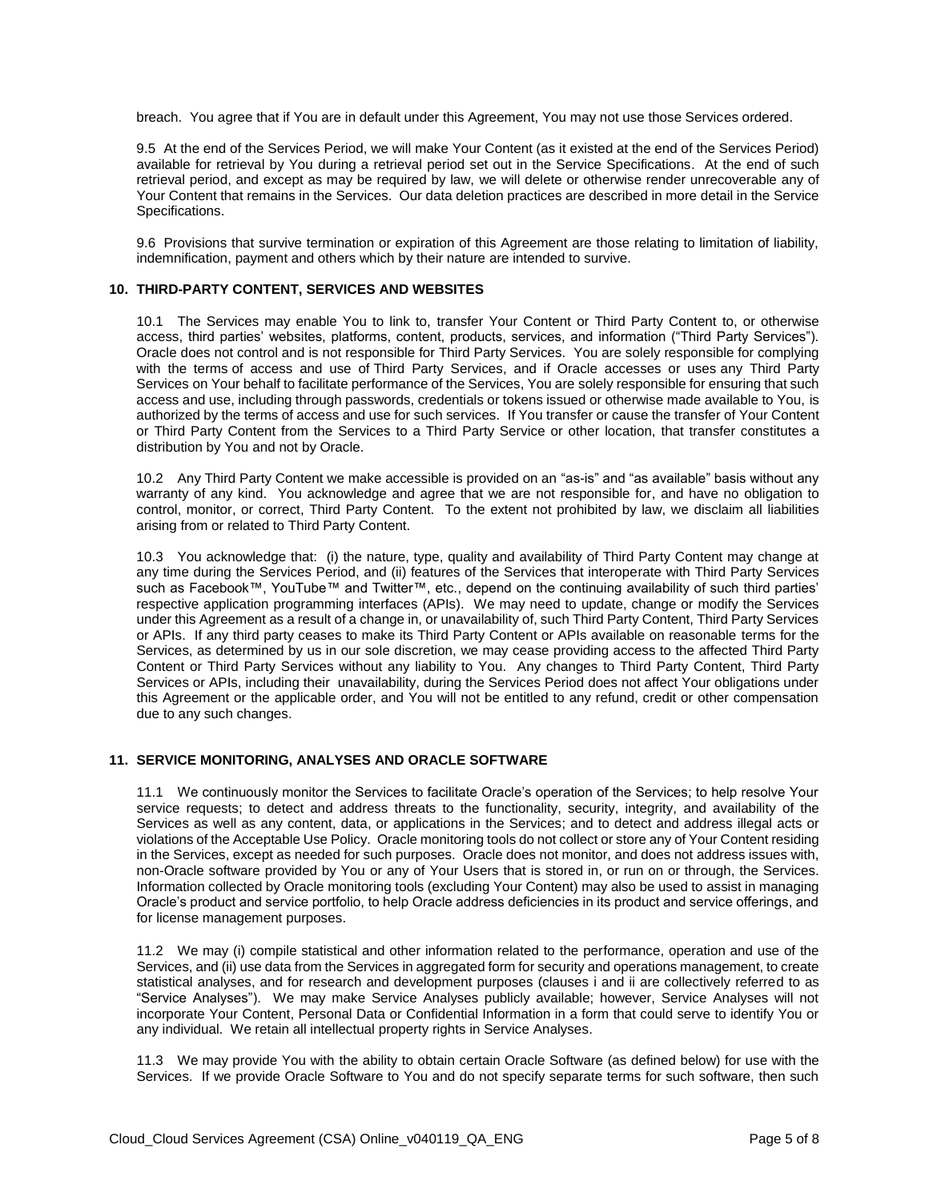breach. You agree that if You are in default under this Agreement, You may not use those Services ordered.

9.5 At the end of the Services Period, we will make Your Content (as it existed at the end of the Services Period) available for retrieval by You during a retrieval period set out in the Service Specifications. At the end of such retrieval period, and except as may be required by law, we will delete or otherwise render unrecoverable any of Your Content that remains in the Services. Our data deletion practices are described in more detail in the Service Specifications.

9.6 Provisions that survive termination or expiration of this Agreement are those relating to limitation of liability, indemnification, payment and others which by their nature are intended to survive.

## 10. THIRD-PARTY CONTENT, SERVICES AND WEBSITES

10.1 The Services may enable You to link to, transfer Your Content or Third Party Content to, or otherwise access, third parties' websites, platforms, content, products, services, and information ("Third Party Services"). Oracle does not control and is not responsible for Third Party Services. You are solely responsible for complying with the terms of access and use of Third Party Services, and if Oracle accesses or uses any Third Party Services on Your behalf to facilitate performance of the Services, You are solely responsible for ensuring that such access and use, including through passwords, credentials or tokens issued or otherwise made available to You, is authorized by the terms of access and use for such services. If You transfer or cause the transfer of Your Content or Third Party Content from the Services to a Third Party Service or other location, that transfer constitutes a distribution by You and not by Oracle.

10.2 Any Third Party Content we make accessible is provided on an "as-is" and "as available" basis without any warranty of any kind. You acknowledge and agree that we are not responsible for, and have no obligation to control, monitor, or correct, Third Party Content. To the extent not prohibited by law, we disclaim all liabilities arising from or related to Third Party Content.

10.3 You acknowledge that: (i) the nature, type, quality and availability of Third Party Content may change at any time during the Services Period, and (ii) features of the Services that interoperate with Third Party Services such as Facebook™, YouTube™ and Twitter™, etc., depend on the continuing availability of such third parties' respective application programming interfaces (APIs). We may need to update, change or modify the Services under this Agreement as a result of a change in, or unavailability of, such Third Party Content, Third Party Services or APIs. If any third party ceases to make its Third Party Content or APIs available on reasonable terms for the Services, as determined by us in our sole discretion, we may cease providing access to the affected Third Party Content or Third Party Services without any liability to You. Any changes to Third Party Content, Third Party Services or APIs, including their unavailability, during the Services Period does not affect Your obligations under this Agreement or the applicable order, and You will not be entitled to any refund, credit or other compensation due to any such changes.

## 11. SERVICE MONITORING, ANALYSES AND ORACLE SOFTWARE

11.1 We continuously monitor the Services to facilitate Oracle's operation of the Services; to help resolve Your service requests; to detect and address threats to the functionality, security, integrity, and availability of the Services as well as any content, data, or applications in the Services; and to detect and address illegal acts or violations of the Acceptable Use Policy. Oracle monitoring tools do not collect or store any of Your Content residing in the Services, except as needed for such purposes. Oracle does not monitor, and does not address issues with, non-Oracle software provided by You or any of Your Users that is stored in, or run on or through, the Services. Information collected by Oracle monitoring tools (excluding Your Content) may also be used to assist in managing Oracle's product and service portfolio, to help Oracle address deficiencies in its product and service offerings, and for license management purposes.

11.2 We may (i) compile statistical and other information related to the performance, operation and use of the Services, and (ii) use data from the Services in aggregated form for security and operations management, to create statistical analyses, and for research and development purposes (clauses i and ii are collectively referred to as "Service Analyses"). We may make Service Analyses publicly available; however, Service Analyses will not incorporate Your Content, Personal Data or Confidential Information in a form that could serve to identify You or any individual. We retain all intellectual property rights in Service Analyses.

11.3 We may provide You with the ability to obtain certain Oracle Software (as defined below) for use with the Services. If we provide Oracle Software to You and do not specify separate terms for such software, then such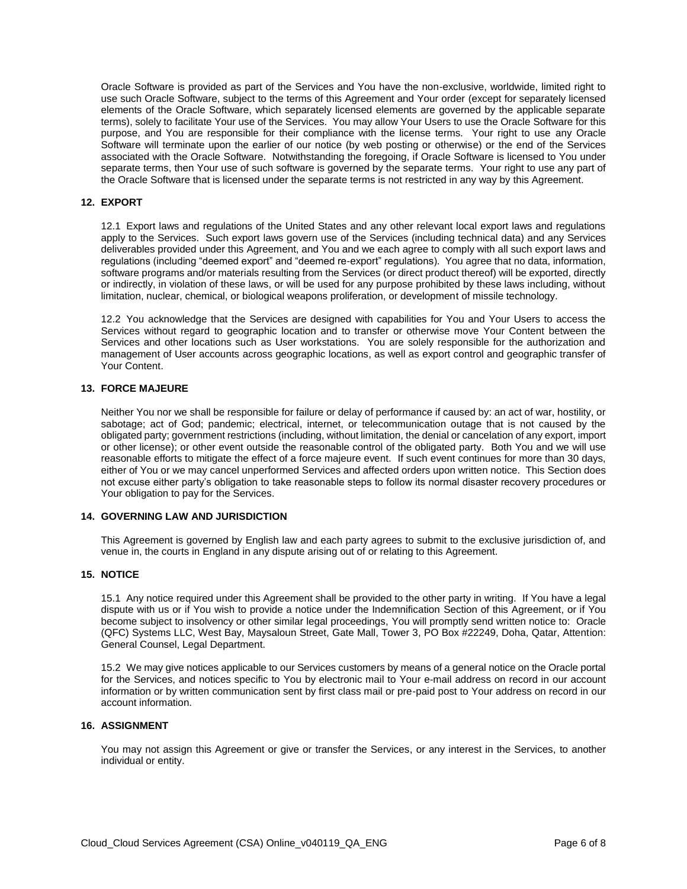Oracle Software is provided as part of the Services and You have the non-exclusive, worldwide, limited right to use such Oracle Software, subject to the terms of this Agreement and Your order (except for separately licensed elements of the Oracle Software, which separately licensed elements are governed by the applicable separate terms), solely to facilitate Your use of the Services. You may allow Your Users to use the Oracle Software for this purpose, and You are responsible for their compliance with the license terms. Your right to use any Oracle Software will terminate upon the earlier of our notice (by web posting or otherwise) or the end of the Services associated with the Oracle Software. Notwithstanding the foregoing, if Oracle Software is licensed to You under separate terms, then Your use of such software is governed by the separate terms. Your right to use any part of the Oracle Software that is licensed under the separate terms is not restricted in any way by this Agreement.

## 12. EXPORT

12.1 Export laws and regulations of the United States and any other relevant local export laws and regulations apply to the Services. Such export laws govern use of the Services (including technical data) and any Services deliverables provided under this Agreement, and You and we each agree to comply with all such export laws and regulations (including "deemed export" and "deemed re-export" regulations). You agree that no data, information, software programs and/or materials resulting from the Services (or direct product thereof) will be exported, directly or indirectly, in violation of these laws, or will be used for any purpose prohibited by these laws including, without limitation, nuclear, chemical, or biological weapons proliferation, or development of missile technology.

12.2 You acknowledge that the Services are designed with capabilities for You and Your Users to access the Services without regard to geographic location and to transfer or otherwise move Your Content between the Services and other locations such as User workstations. You are solely responsible for the authorization and management of User accounts across geographic locations, as well as export control and geographic transfer of Your Content.

## 13. FORCE MAJEURE

Neither You nor we shall be responsible for failure or delay of performance if caused by: an act of war, hostility, or sabotage; act of God; pandemic; electrical, internet, or telecommunication outage that is not caused by the obligated party; government restrictions (including, without limitation, the denial or cancelation of any export, import or other license); or other event outside the reasonable control of the obligated party. Both You and we will use reasonable efforts to mitigate the effect of a force majeure event. If such event continues for more than 30 days, either of You or we may cancel unperformed Services and affected orders upon written notice. This Section does not excuse either party's obligation to take reasonable steps to follow its normal disaster recovery procedures or Your obligation to pay for the Services.

## 14. GOVERNING LAW AND JURISDICTION

This Agreement is governed by English law and each party agrees to submit to the exclusive jurisdiction of, and venue in, the courts in England in any dispute arising out of or relating to this Agreement.

## 15. NOTICE

15.1 Any notice required under this Agreement shall be provided to the other party in writing. If You have a legal dispute with us or if You wish to provide a notice under the Indemnification Section of this Agreement, or if You become subject to insolvency or other similar legal proceedings, You will promptly send written notice to: Oracle (QFC) Systems LLC, West Bay, Maysaloun Street, Gate Mall, Tower 3, PO Box #22249, Doha, Qatar, Attention: General Counsel, Legal Department.

15.2 We may give notices applicable to our Services customers by means of a general notice on the Oracle portal for the Services, and notices specific to You by electronic mail to Your e-mail address on record in our account information or by written communication sent by first class mail or pre-paid post to Your address on record in our account information.

## 16. ASSIGNMENT

You may not assign this Agreement or give or transfer the Services, or any interest in the Services, to another individual or entity.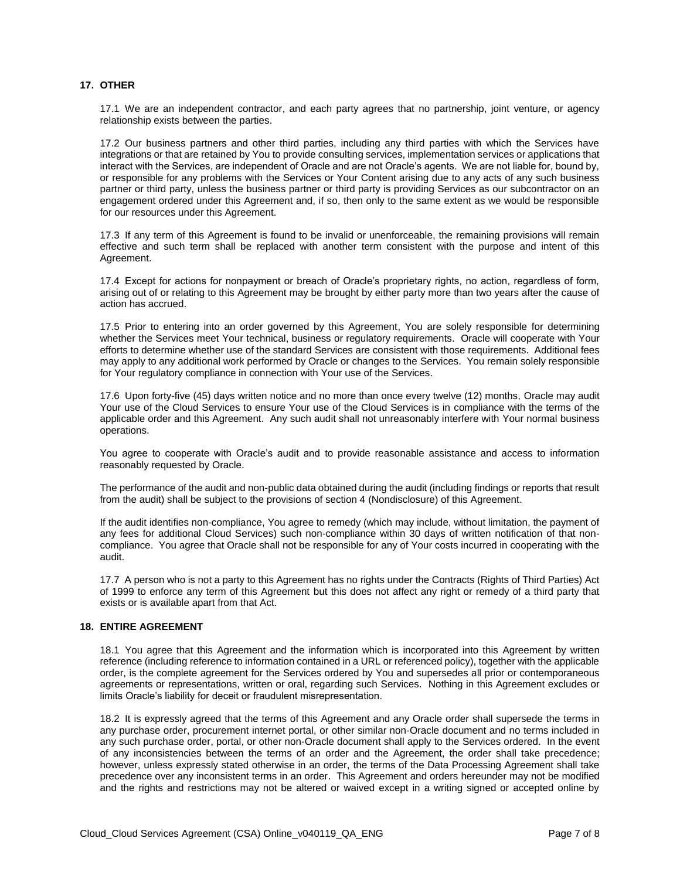## 17. OTHER

17.1 We are an independent contractor, and each party agrees that no partnership, joint venture, or agency relationship exists between the parties.

17.2 Our business partners and other third parties, including any third parties with which the Services have integrations or that are retained by You to provide consulting services, implementation services or applications that interact with the Services, are independent of Oracle and are not Oracle's agents. We are not liable for, bound by, or responsible for any problems with the Services or Your Content arising due to any acts of any such business partner or third party, unless the business partner or third party is providing Services as our subcontractor on an engagement ordered under this Agreement and, if so, then only to the same extent as we would be responsible for our resources under this Agreement.

17.3 If any term of this Agreement is found to be invalid or unenforceable, the remaining provisions will remain effective and such term shall be replaced with another term consistent with the purpose and intent of this Agreement.

17.4 Except for actions for nonpayment or breach of Oracle's proprietary rights, no action, regardless of form, arising out of or relating to this Agreement may be brought by either party more than two years after the cause of action has accrued.

17.5 Prior to entering into an order governed by this Agreement, You are solely responsible for determining whether the Services meet Your technical, business or regulatory requirements. Oracle will cooperate with Your efforts to determine whether use of the standard Services are consistent with those requirements. Additional fees may apply to any additional work performed by Oracle or changes to the Services. You remain solely responsible for Your regulatory compliance in connection with Your use of the Services.

17.6 Upon forty-five (45) days written notice and no more than once every twelve (12) months, Oracle may audit Your use of the Cloud Services to ensure Your use of the Cloud Services is in compliance with the terms of the applicable order and this Agreement. Any such audit shall not unreasonably interfere with Your normal business operations.

You agree to cooperate with Oracle's audit and to provide reasonable assistance and access to information reasonably requested by Oracle.

The performance of the audit and non-public data obtained during the audit (including findings or reports that result from the audit) shall be subject to the provisions of section 4 (Nondisclosure) of this Agreement.

If the audit identifies non-compliance, You agree to remedy (which may include, without limitation, the payment of any fees for additional Cloud Services) such non-compliance within 30 days of written notification of that non-compliance. You agree that Oracle shall not be responsible for any of Your costs incurred in cooperating with the audit.

17.7 A person who is not a party to this Agreement has no rights under the Contracts (Rights of Third Parties) Act of 1999 to enforce any term of this Agreement but this does not affect any right or remedy of a third party that exists or is available apart from that Act.

## 18. ENTIRE AGREEMENT

18.1 You agree that this Agreement and the information which is incorporated into this Agreement by written reference (including reference to information contained in a URL or referenced policy), together with the applicable order, is the complete agreement for the Services ordered by You and supersedes all prior or contemporaneous agreements or representations, written or oral, regarding such Services. Nothing in this Agreement excludes or limits Oracle's liability for deceit or fraudulent misrepresentation.

18.2 It is expressly agreed that the terms of this Agreement and any Oracle order shall supersede the terms in any purchase order, procurement internet portal, or other similar non-Oracle document and no terms included in any such purchase order, portal, or other non-Oracle document shall apply to the Services ordered. In the event of any inconsistencies between the terms of an order and the Agreement, the order shall take precedence; however, unless expressly stated otherwise in an order, the terms of the Data Processing Agreement shall take precedence over any inconsistent terms in an order. This Agreement and orders hereunder may not be modified and the rights and restrictions may not be altered or waived except in a writing signed or accepted online by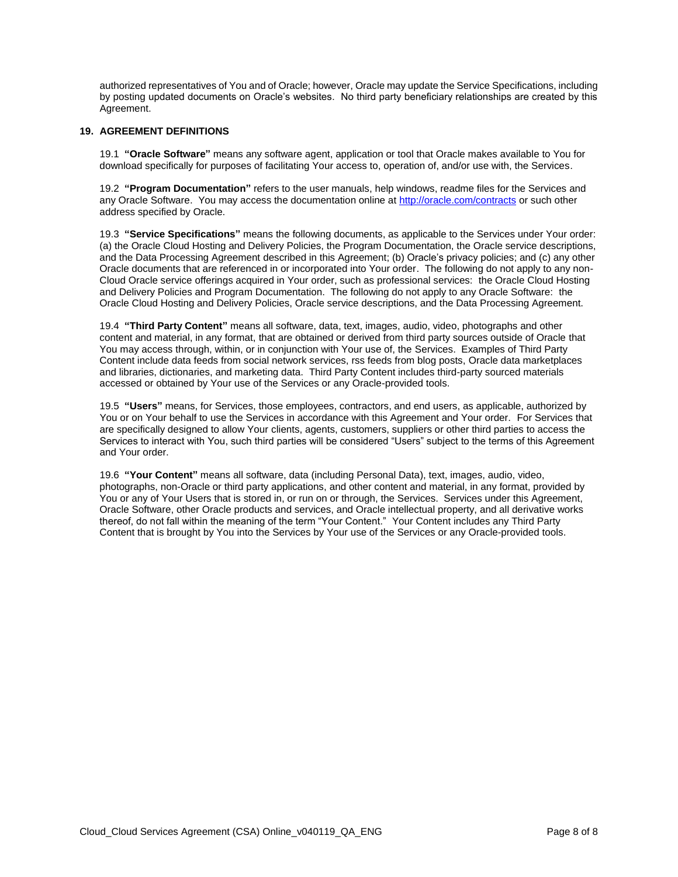authorized representatives of You and of Oracle; however, Oracle may update the Service Specifications, including by posting updated documents on Oracle's websites. No third party beneficiary relationships are created by this Agreement.

## 19. AGREEMENT DEFINITIONS

19.1 **"Oracle Software"** means any software agent, application or tool that Oracle makes available to You for download specifically for purposes of facilitating Your access to, operation of, and/or use with, the Services.

19.2 **"Program Documentation"** refers to the user manuals, help windows, readme files for the Services and any Oracle Software. You may access the documentation online at [http://oracle.com/contracts](http://oracle.com/contracts) or such other address specified by Oracle.

19.3 **"Service Specifications"** means the following documents, as applicable to the Services under Your order: (a) the Oracle Cloud Hosting and Delivery Policies, the Program Documentation, the Oracle service descriptions, and the Data Processing Agreement described in this Agreement; (b) Oracle's privacy policies; and (c) any other Oracle documents that are referenced in or incorporated into Your order. The following do not apply to any non-Cloud Oracle service offerings acquired in Your order, such as professional services: the Oracle Cloud Hosting and Delivery Policies and Program Documentation. The following do not apply to any Oracle Software: the Oracle Cloud Hosting and Delivery Policies, Oracle service descriptions, and the Data Processing Agreement.

19.4 **"Third Party Content"** means all software, data, text, images, audio, video, photographs and other content and material, in any format, that are obtained or derived from third party sources outside of Oracle that You may access through, within, or in conjunction with Your use of, the Services. Examples of Third Party Content include data feeds from social network services, rss feeds from blog posts, Oracle data marketplaces and libraries, dictionaries, and marketing data. Third Party Content includes third-party sourced materials accessed or obtained by Your use of the Services or any Oracle-provided tools.

19.5 **"Users"** means, for Services, those employees, contractors, and end users, as applicable, authorized by You or on Your behalf to use the Services in accordance with this Agreement and Your order. For Services that are specifically designed to allow Your clients, agents, customers, suppliers or other third parties to access the Services to interact with You, such third parties will be considered "Users" subject to the terms of this Agreement and Your order.

19.6 **"Your Content"** means all software, data (including Personal Data), text, images, audio, video, photographs, non-Oracle or third party applications, and other content and material, in any format, provided by You or any of Your Users that is stored in, or run on or through, the Services. Services under this Agreement, Oracle Software, other Oracle products and services, and Oracle intellectual property, and all derivative works thereof, do not fall within the meaning of the term "Your Content." Your Content includes any Third Party Content that is brought by You into the Services by Your use of the Services or any Oracle-provided tools.